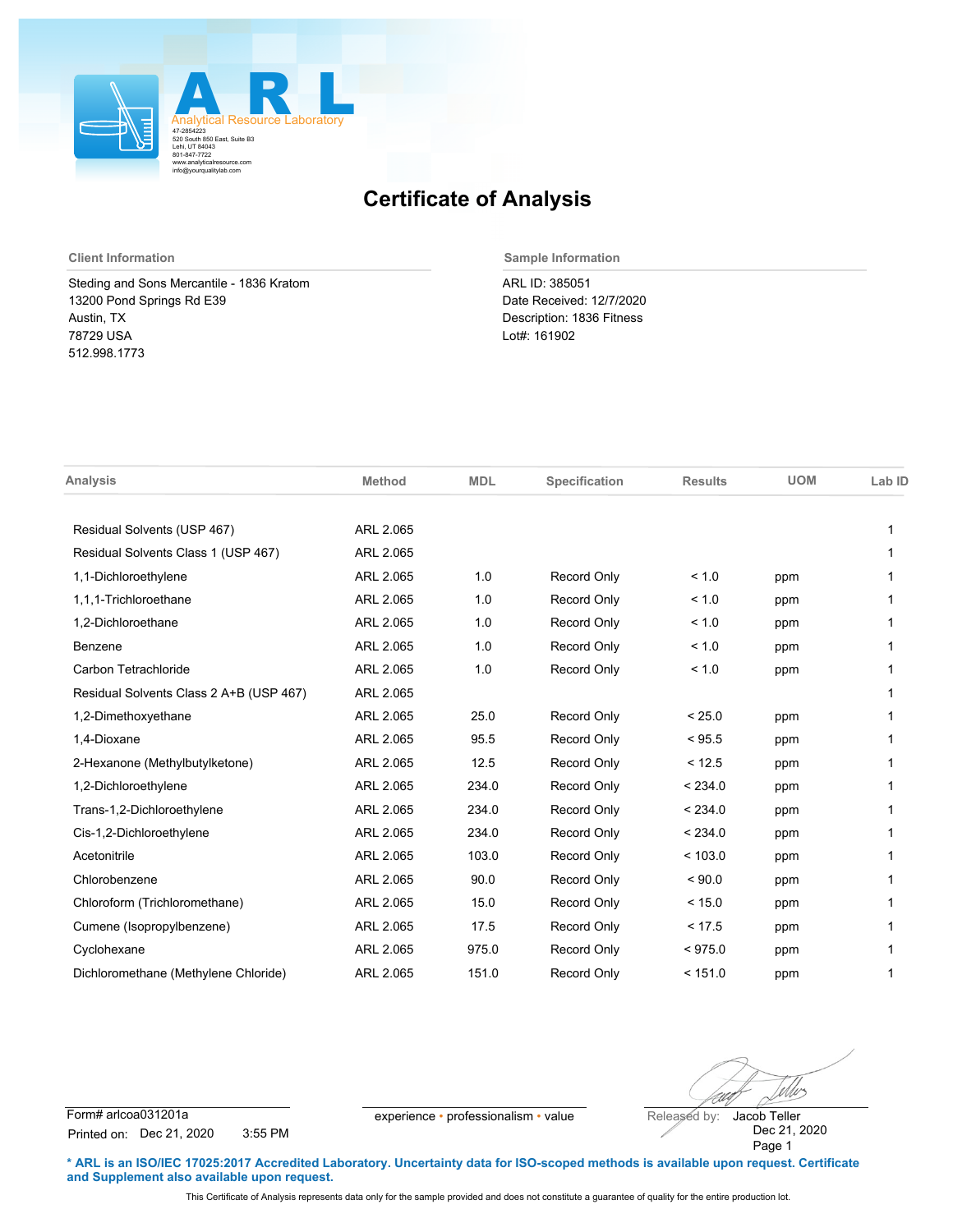ARL
Analytical Resource Laboratory
47-2854223
520 South 850 East, Suite B3
Lehi, UT 84043
801-847-7722
www.analyticalresource.com
info@yourqualitylab.com

# Certificate of Analysis

**Client Information**

Steding and Sons Mercantile - 1836 Kratom
13200 Pond Springs Rd E39
Austin, TX
78729 USA
512.998.1773

**Sample Information**

ARL ID: 385051
Date Received: 12/7/2020
Description: 1836 Fitness
Lot#: 161902

| Analysis | Method | MDL | Specification | Results | UOM | Lab ID |
|---|---|---|---|---|---|---|
| Residual Solvents (USP 467) | ARL 2.065 | | | | | 1 |
| Residual Solvents Class 1 (USP 467) | ARL 2.065 | | | | | 1 |
| 1,1-Dichloroethylene | ARL 2.065 | 1.0 | Record Only | < 1.0 | ppm | 1 |
| 1,1,1-Trichloroethane | ARL 2.065 | 1.0 | Record Only | < 1.0 | ppm | 1 |
| 1,2-Dichloroethane | ARL 2.065 | 1.0 | Record Only | < 1.0 | ppm | 1 |
| Benzene | ARL 2.065 | 1.0 | Record Only | < 1.0 | ppm | 1 |
| Carbon Tetrachloride | ARL 2.065 | 1.0 | Record Only | < 1.0 | ppm | 1 |
| Residual Solvents Class 2 A+B (USP 467) | ARL 2.065 | | | | | 1 |
| 1,2-Dimethoxyethane | ARL 2.065 | 25.0 | Record Only | < 25.0 | ppm | 1 |
| 1,4-Dioxane | ARL 2.065 | 95.5 | Record Only | < 95.5 | ppm | 1 |
| 2-Hexanone (Methylbutylketone) | ARL 2.065 | 12.5 | Record Only | < 12.5 | ppm | 1 |
| 1,2-Dichloroethylene | ARL 2.065 | 234.0 | Record Only | < 234.0 | ppm | 1 |
| Trans-1,2-Dichloroethylene | ARL 2.065 | 234.0 | Record Only | < 234.0 | ppm | 1 |
| Cis-1,2-Dichloroethylene | ARL 2.065 | 234.0 | Record Only | < 234.0 | ppm | 1 |
| Acetonitrile | ARL 2.065 | 103.0 | Record Only | < 103.0 | ppm | 1 |
| Chlorobenzene | ARL 2.065 | 90.0 | Record Only | < 90.0 | ppm | 1 |
| Chloroform (Trichloromethane) | ARL 2.065 | 15.0 | Record Only | < 15.0 | ppm | 1 |
| Cumene (Isopropylbenzene) | ARL 2.065 | 17.5 | Record Only | < 17.5 | ppm | 1 |
| Cyclohexane | ARL 2.065 | 975.0 | Record Only | < 975.0 | ppm | 1 |
| Dichloromethane (Methylene Chloride) | ARL 2.065 | 151.0 | Record Only | < 151.0 | ppm | 1 |

Form# arlcoa031201a
Printed on: Dec 21, 2020 3:55 PM

experience • professionalism • value

Released by: Jacob Teller
Dec 21, 2020

**\* ARL is an ISO/IEC 17025:2017 Accredited Laboratory. Uncertainty data for ISO-scoped methods is available upon request. Certificate and Supplement also available upon request.**

This Certificate of Analysis represents data only for the sample provided and does not constitute a guarantee of quality for the entire production lot.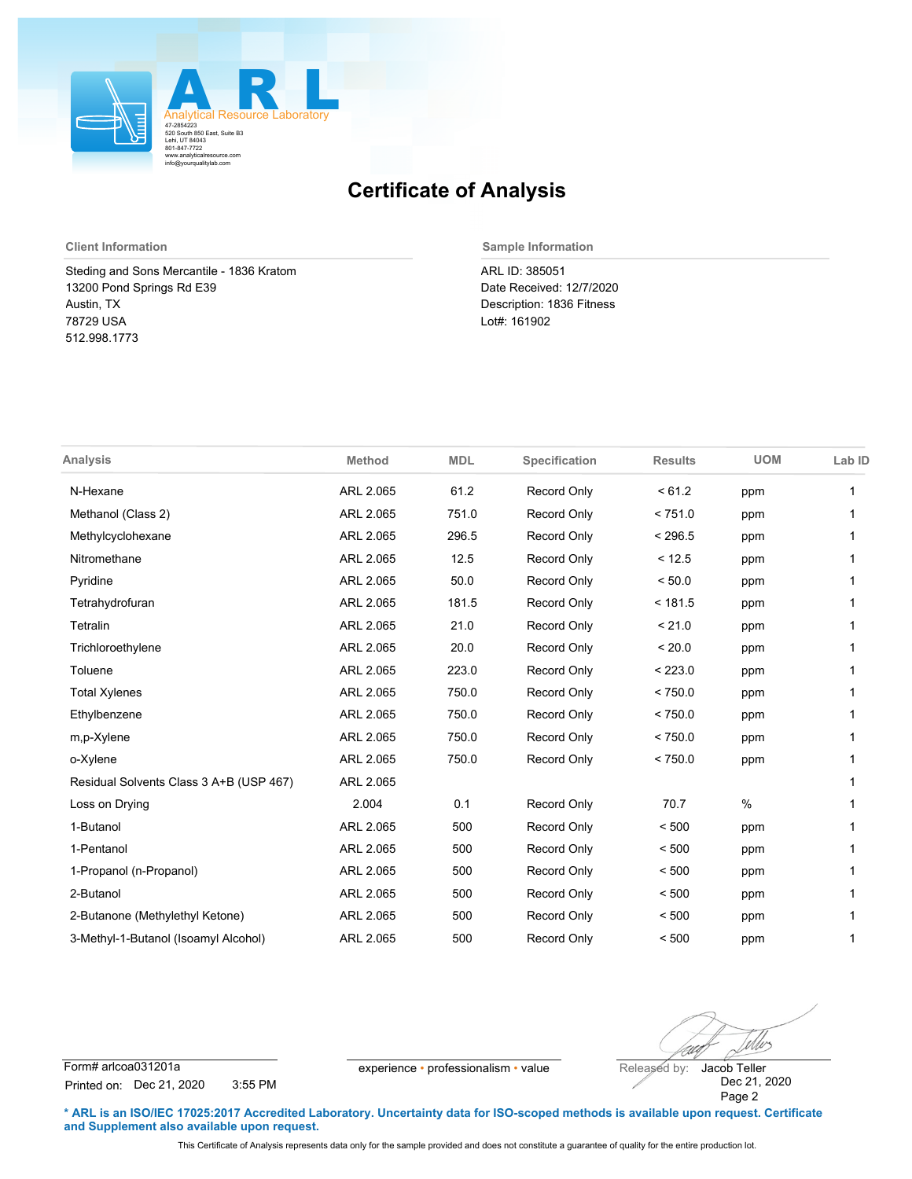ARL

Analytical Resource Laboratory
47-2854223
520 South 850 East, Suite B3
Lehi, UT 84043
801-847-7722
www.analyticalresource.com
info@yourqualitylab.com

# Certificate of Analysis

**Client Information**

Steding and Sons Mercantile - 1836 Kratom
13200 Pond Springs Rd E39
Austin, TX
78729 USA
512.998.1773

**Sample Information**

ARL ID: 385051
Date Received: 12/7/2020
Description: 1836 Fitness
Lot#: 161902

| Analysis | Method | MDL | Specification | Results | UOM | Lab ID |
|---|---|---|---|---|---|---|
| N-Hexane | ARL 2.065 | 61.2 | Record Only | < 61.2 | ppm | 1 |
| Methanol (Class 2) | ARL 2.065 | 751.0 | Record Only | < 751.0 | ppm | 1 |
| Methylcyclohexane | ARL 2.065 | 296.5 | Record Only | < 296.5 | ppm | 1 |
| Nitromethane | ARL 2.065 | 12.5 | Record Only | < 12.5 | ppm | 1 |
| Pyridine | ARL 2.065 | 50.0 | Record Only | < 50.0 | ppm | 1 |
| Tetrahydrofuran | ARL 2.065 | 181.5 | Record Only | < 181.5 | ppm | 1 |
| Tetralin | ARL 2.065 | 21.0 | Record Only | < 21.0 | ppm | 1 |
| Trichloroethylene | ARL 2.065 | 20.0 | Record Only | < 20.0 | ppm | 1 |
| Toluene | ARL 2.065 | 223.0 | Record Only | < 223.0 | ppm | 1 |
| Total Xylenes | ARL 2.065 | 750.0 | Record Only | < 750.0 | ppm | 1 |
| Ethylbenzene | ARL 2.065 | 750.0 | Record Only | < 750.0 | ppm | 1 |
| m,p-Xylene | ARL 2.065 | 750.0 | Record Only | < 750.0 | ppm | 1 |
| o-Xylene | ARL 2.065 | 750.0 | Record Only | < 750.0 | ppm | 1 |
| Residual Solvents Class 3 A+B (USP 467) | ARL 2.065 | | | | | 1 |
| Loss on Drying | 2.004 | 0.1 | Record Only | 70.7 | % | 1 |
| 1-Butanol | ARL 2.065 | 500 | Record Only | < 500 | ppm | 1 |
| 1-Pentanol | ARL 2.065 | 500 | Record Only | < 500 | ppm | 1 |
| 1-Propanol (n-Propanol) | ARL 2.065 | 500 | Record Only | < 500 | ppm | 1 |
| 2-Butanol | ARL 2.065 | 500 | Record Only | < 500 | ppm | 1 |
| 2-Butanone (Methylethyl Ketone) | ARL 2.065 | 500 | Record Only | < 500 | ppm | 1 |
| 3-Methyl-1-Butanol (Isoamyl Alcohol) | ARL 2.065 | 500 | Record Only | < 500 | ppm | 1 |

Form# arlcoa031201a
Printed on: Dec 21, 2020 3:55 PM

experience • professionalism • value

Released by: Jacob Teller
Dec 21, 2020

**\* ARL is an ISO/IEC 17025:2017 Accredited Laboratory. Uncertainty data for ISO-scoped methods is available upon request. Certificate and Supplement also available upon request.**

This Certificate of Analysis represents data only for the sample provided and does not constitute a guarantee of quality for the entire production lot.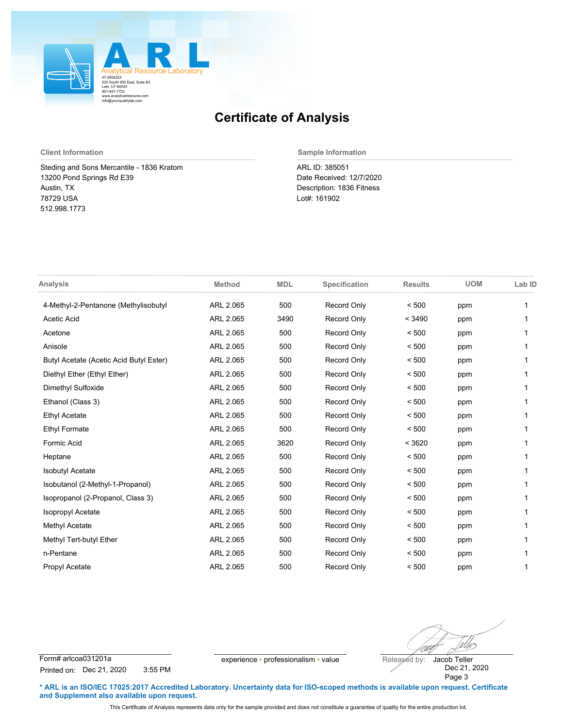ARL

Analytical Resource Laboratory

47-2854223
520 South 850 East, Suite B3
Lehi, UT 84043
801-847-7722
www.analyticalresource.com
info@yourqualitylab.com

# Certificate of Analysis

**Client Information**

Steding and Sons Mercantile - 1836 Kratom
13200 Pond Springs Rd E39
Austin, TX
78729 USA
512.998.1773

**Sample Information**

ARL ID: 385051
Date Received: 12/7/2020
Description: 1836 Fitness
Lot#: 161902

| Analysis | Method | MDL | Specification | Results | UOM | Lab ID |
|---|---|---|---|---|---|---|
| 4-Methyl-2-Pentanone (Methylisobutyl | ARL 2.065 | 500 | Record Only | < 500 | ppm | 1 |
| Acetic Acid | ARL 2.065 | 3490 | Record Only | < 3490 | ppm | 1 |
| Acetone | ARL 2.065 | 500 | Record Only | < 500 | ppm | 1 |
| Anisole | ARL 2.065 | 500 | Record Only | < 500 | ppm | 1 |
| Butyl Acetate (Acetic Acid Butyl Ester) | ARL 2.065 | 500 | Record Only | < 500 | ppm | 1 |
| Diethyl Ether (Ethyl Ether) | ARL 2.065 | 500 | Record Only | < 500 | ppm | 1 |
| Dimethyl Sulfoxide | ARL 2.065 | 500 | Record Only | < 500 | ppm | 1 |
| Ethanol (Class 3) | ARL 2.065 | 500 | Record Only | < 500 | ppm | 1 |
| Ethyl Acetate | ARL 2.065 | 500 | Record Only | < 500 | ppm | 1 |
| Ethyl Formate | ARL 2.065 | 500 | Record Only | < 500 | ppm | 1 |
| Formic Acid | ARL 2.065 | 3620 | Record Only | < 3620 | ppm | 1 |
| Heptane | ARL 2.065 | 500 | Record Only | < 500 | ppm | 1 |
| Isobutyl Acetate | ARL 2.065 | 500 | Record Only | < 500 | ppm | 1 |
| Isobutanol (2-Methyl-1-Propanol) | ARL 2.065 | 500 | Record Only | < 500 | ppm | 1 |
| Isopropanol (2-Propanol, Class 3) | ARL 2.065 | 500 | Record Only | < 500 | ppm | 1 |
| Isopropyl Acetate | ARL 2.065 | 500 | Record Only | < 500 | ppm | 1 |
| Methyl Acetate | ARL 2.065 | 500 | Record Only | < 500 | ppm | 1 |
| Methyl Tert-butyl Ether | ARL 2.065 | 500 | Record Only | < 500 | ppm | 1 |
| n-Pentane | ARL 2.065 | 500 | Record Only | < 500 | ppm | 1 |
| Propyl Acetate | ARL 2.065 | 500 | Record Only | < 500 | ppm | 1 |

Form# arlcoa031201a
Printed on: Dec 21, 2020 3:55 PM

experience • professionalism • value

Released by: Jacob Teller
Dec 21, 2020

**\* ARL is an ISO/IEC 17025:2017 Accredited Laboratory. Uncertainty data for ISO-scoped methods is available upon request. Certificate and Supplement also available upon request.**

This Certificate of Analysis represents data only for the sample provided and does not constitute a guarantee of quality for the entire production lot.